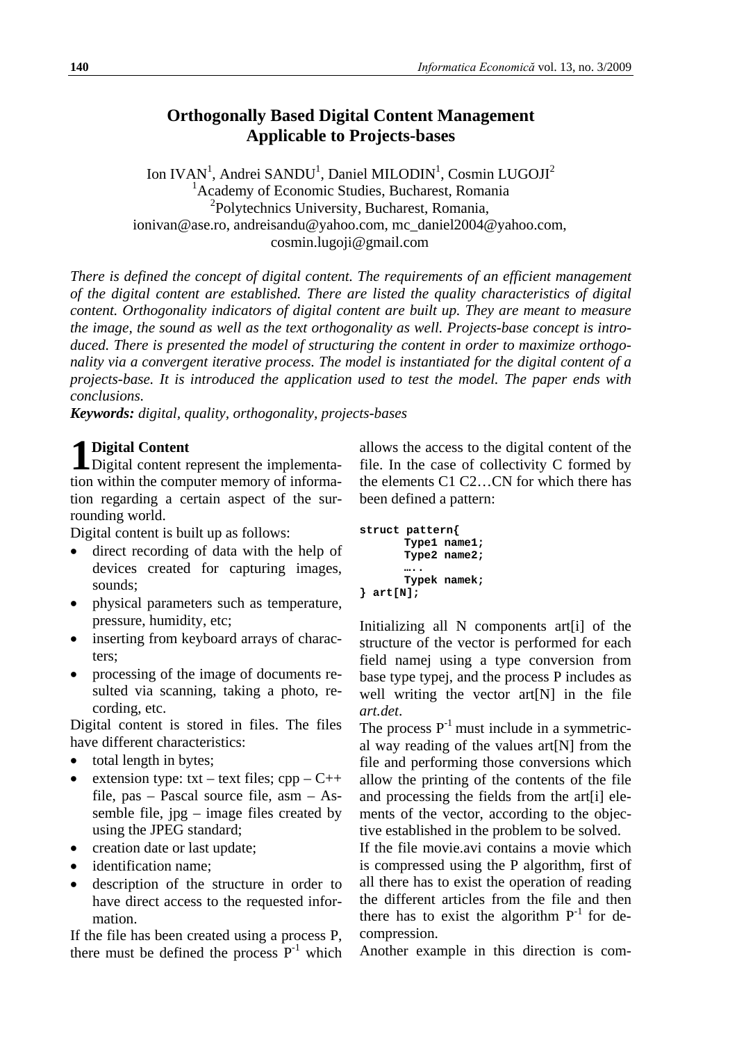# Orthogonally Based Digital Content Management Applicable to Projects-bases

Ion IVAN[1], Andrei SANDU[1], Daniel MILODIN[1], Cosmin LUGOJI[2]
[1]Academy of Economic Studies, Bucharest, Romania
[2]Polytechnics University, Bucharest, Romania,
ionivan@ase.ro, andreisandu@yahoo.com, mc_daniel2004@yahoo.com, cosmin.lugoji@gmail.com

*There is defined the concept of digital content. The requirements of an efficient management of the digital content are established. There are listed the quality characteristics of digital content. Orthogonality indicators of digital content are built up. They are meant to measure the image, the sound as well as the text orthogonality as well. Projects-base concept is introduced. There is presented the model of structuring the content in order to maximize orthogonality via a convergent iterative process. The model is instantiated for the digital content of a projects-base. It is introduced the application used to test the model. The paper ends with conclusions.*

***Keywords:*** *digital, quality, orthogonality, projects-bases*

## 1 Digital Content

Digital content represent the implementation within the computer memory of information regarding a certain aspect of the surrounding world.

Digital content is built up as follows:

- direct recording of data with the help of devices created for capturing images, sounds;
- physical parameters such as temperature, pressure, humidity, etc;
- inserting from keyboard arrays of characters;
- processing of the image of documents resulted via scanning, taking a photo, recording, etc.

Digital content is stored in files. The files have different characteristics:

- total length in bytes;
- extension type: txt – text files; cpp – C++ file, pas – Pascal source file, asm – Assemble file, jpg – image files created by using the JPEG standard;
- creation date or last update;
- identification name;
- description of the structure in order to have direct access to the requested information.

If the file has been created using a process P, there must be defined the process $P^{-1}$ which allows the access to the digital content of the file. In the case of collectivity C formed by the elements C1 C2…CN for which there has been defined a pattern:

```
struct pattern{
       Type1 name1;
       Type2 name2;
       …..
       Typek namek;
} art[N];
```

Initializing all N components art[i] of the structure of the vector is performed for each field namej using a type conversion from base type typej, and the process P includes as well writing the vector art[N] in the file *art.det*.

The process $P^{-1}$ must include in a symmetrical way reading of the values art[N] from the file and performing those conversions which allow the printing of the contents of the file and processing the fields from the art[i] elements of the vector, according to the objective established in the problem to be solved.

If the file movie.avi contains a movie which is compressed using the P algorithm, first of all there has to exist the operation of reading the different articles from the file and then there has to exist the algorithm $P^{-1}$ for decompression.

Another example in this direction is com-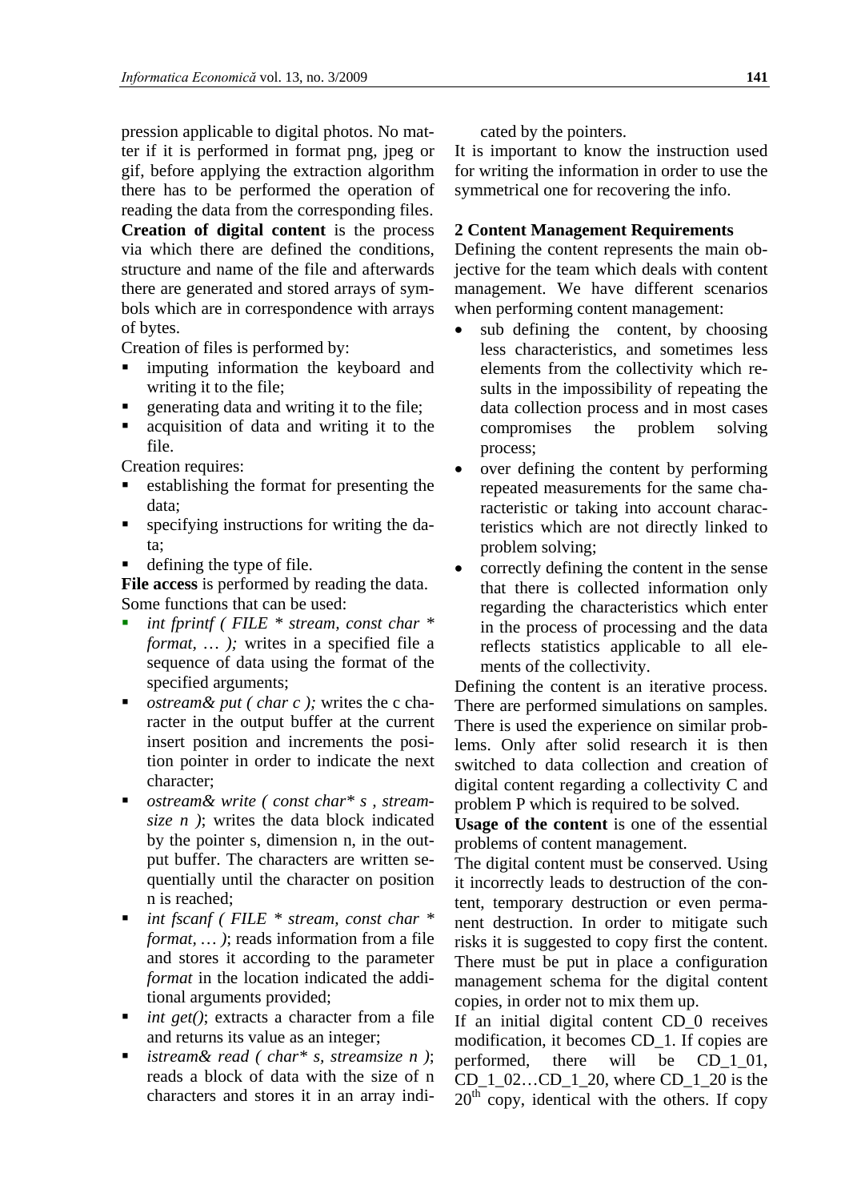pression applicable to digital photos. No matter if it is performed in format png, jpeg or gif, before applying the extraction algorithm there has to be performed the operation of reading the data from the corresponding files.

**Creation of digital content** is the process via which there are defined the conditions, structure and name of the file and afterwards there are generated and stored arrays of symbols which are in correspondence with arrays of bytes.

Creation of files is performed by:

- imputing information the keyboard and writing it to the file;
- generating data and writing it to the file;
- acquisition of data and writing it to the file.

Creation requires:

- establishing the format for presenting the data;
- specifying instructions for writing the data;
- defining the type of file.

**File access** is performed by reading the data. Some functions that can be used:

- *int fprintf ( FILE * stream, const char * format, … );* writes in a specified file a sequence of data using the format of the specified arguments;
- *ostream& put ( char c );* writes the c character in the output buffer at the current insert position and increments the position pointer in order to indicate the next character;
- *ostream& write ( const char* s , streamsize n )*; writes the data block indicated by the pointer s, dimension n, in the output buffer. The characters are written sequentially until the character on position n is reached;
- *int fscanf ( FILE * stream, const char * format, … )*; reads information from a file and stores it according to the parameter *format* in the location indicated the additional arguments provided;
- *int get()*; extracts a character from a file and returns its value as an integer;
- *istream& read ( char* s, streamsize n )*; reads a block of data with the size of n characters and stores it in an array indicated by the pointers.

It is important to know the instruction used for writing the information in order to use the symmetrical one for recovering the info.

## 2 Content Management Requirements

Defining the content represents the main objective for the team which deals with content management. We have different scenarios when performing content management:

- sub defining the content, by choosing less characteristics, and sometimes less elements from the collectivity which results in the impossibility of repeating the data collection process and in most cases compromises the problem solving process;
- over defining the content by performing repeated measurements for the same characteristic or taking into account characteristics which are not directly linked to problem solving;
- correctly defining the content in the sense that there is collected information only regarding the characteristics which enter in the process of processing and the data reflects statistics applicable to all elements of the collectivity.

Defining the content is an iterative process. There are performed simulations on samples. There is used the experience on similar problems. Only after solid research it is then switched to data collection and creation of digital content regarding a collectivity C and problem P which is required to be solved.

**Usage of the content** is one of the essential problems of content management.

The digital content must be conserved. Using it incorrectly leads to destruction of the content, temporary destruction or even permanent destruction. In order to mitigate such risks it is suggested to copy first the content. There must be put in place a configuration management schema for the digital content copies, in order not to mix them up.

If an initial digital content CD_0 receives modification, it becomes CD_1. If copies are performed, there will be CD_1_01, CD_1_02…CD_1_20, where CD_1_20 is the 20th copy, identical with the others. If copy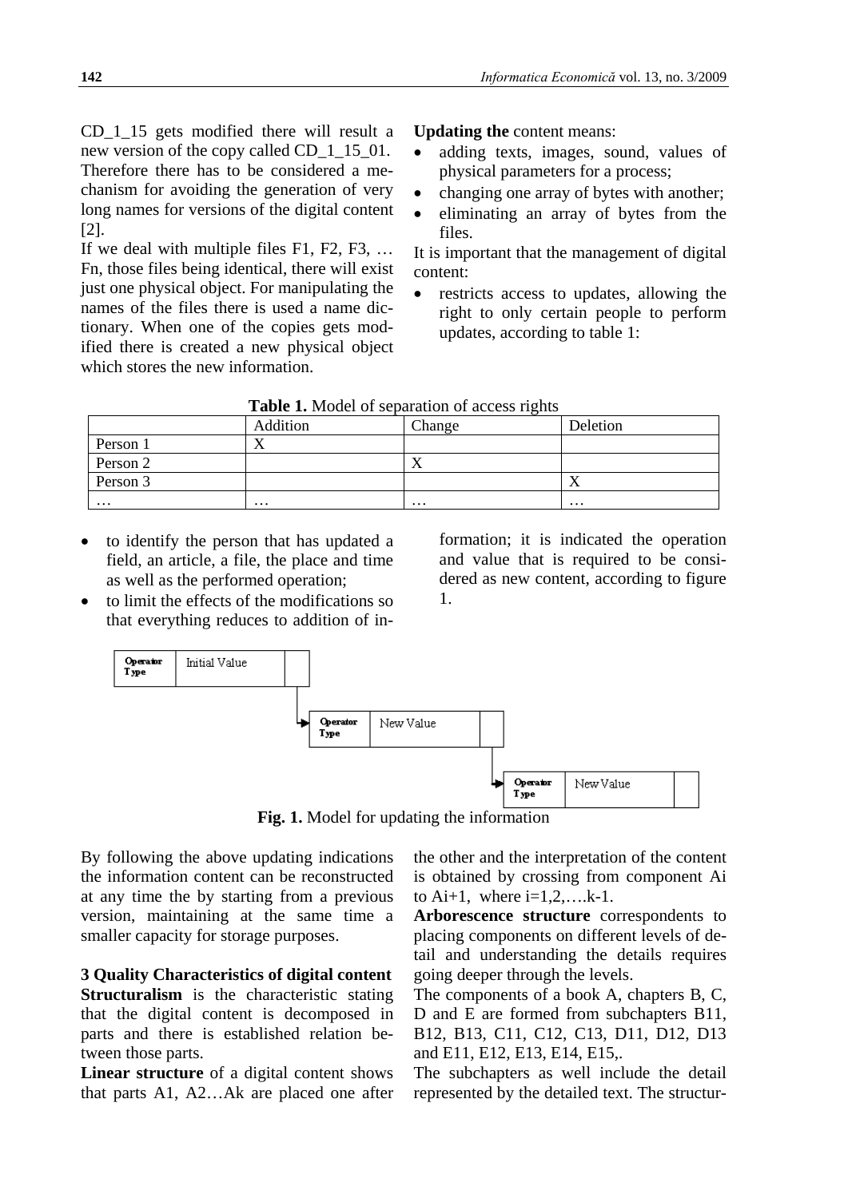CD_1_15 gets modified there will result a new version of the copy called CD_1_15_01. Therefore there has to be considered a mechanism for avoiding the generation of very long names for versions of the digital content [2].

If we deal with multiple files F1, F2, F3, … Fn, those files being identical, there will exist just one physical object. For manipulating the names of the files there is used a name dictionary. When one of the copies gets modified there is created a new physical object which stores the new information.

**Updating the** content means:

- adding texts, images, sound, values of physical parameters for a process;
- changing one array of bytes with another;
- eliminating an array of bytes from the files.

It is important that the management of digital content:

- restricts access to updates, allowing the right to only certain people to perform updates, according to table 1:

**Table 1.** Model of separation of access rights

| | Addition | Change | Deletion |
|---|---|---|---|
| Person 1 | X | | |
| Person 2 | | X | |
| Person 3 | | | X |
| … | … | … | … |

- to identify the person that has updated a field, an article, a file, the place and time as well as the performed operation;
- to limit the effects of the modifications so that everything reduces to addition of information; it is indicated the operation and value that is required to be considered as new content, according to figure 1.

| Operator Type | Initial Value | |
|---|---|---|

| Operator Type | New Value | |
|---|---|---|

| Operator Type | New Value | |
|---|---|---|

**Fig. 1.** Model for updating the information

By following the above updating indications the information content can be reconstructed at any time the by starting from a previous version, maintaining at the same time a smaller capacity for storage purposes.

## 3 Quality Characteristics of digital content

**Structuralism** is the characteristic stating that the digital content is decomposed in parts and there is established relation between those parts.

**Linear structure** of a digital content shows that parts A1, A2…Ak are placed one after the other and the interpretation of the content is obtained by crossing from component Ai to Ai+1, where i=1,2,….k-1.

**Arborescence structure** correspondents to placing components on different levels of detail and understanding the details requires going deeper through the levels.

The components of a book A, chapters B, C, D and E are formed from subchapters B11, B12, B13, C11, C12, C13, D11, D12, D13 and E11, E12, E13, E14, E15,.

The subchapters as well include the detail represented by the detailed text. The structur-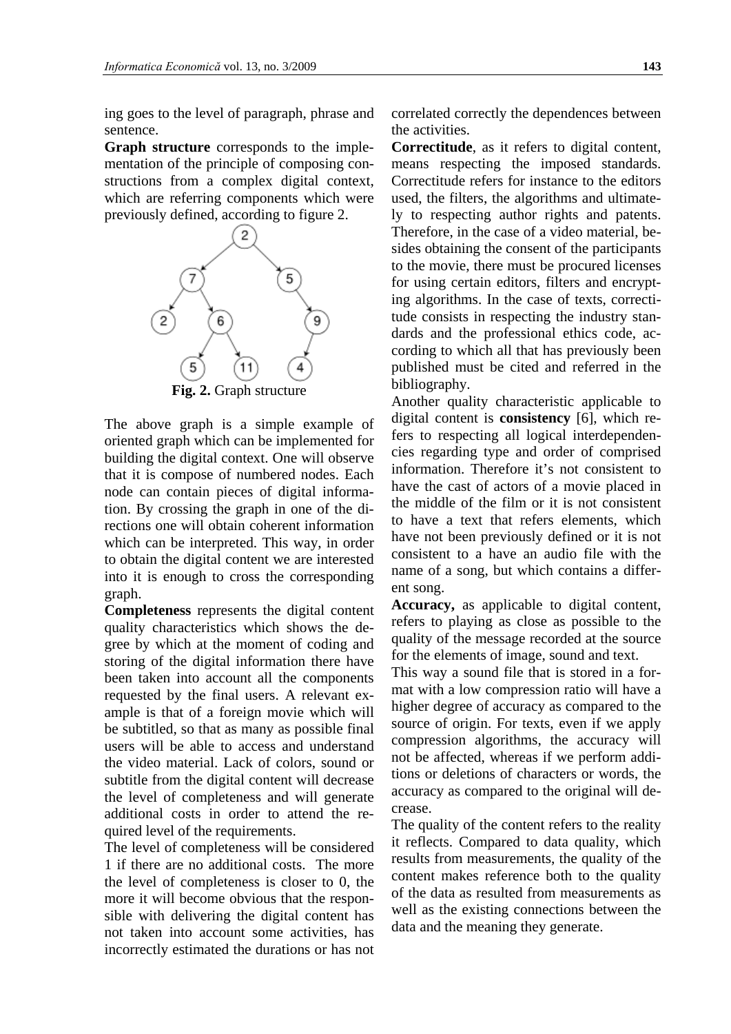ing goes to the level of paragraph, phrase and sentence.

**Graph structure** corresponds to the implementation of the principle of composing constructions from a complex digital context, which are referring components which were previously defined, according to figure 2.

**Fig. 2.** Graph structure

The above graph is a simple example of oriented graph which can be implemented for building the digital context. One will observe that it is compose of numbered nodes. Each node can contain pieces of digital information. By crossing the graph in one of the directions one will obtain coherent information which can be interpreted. This way, in order to obtain the digital content we are interested into it is enough to cross the corresponding graph.

**Completeness** represents the digital content quality characteristics which shows the degree by which at the moment of coding and storing of the digital information there have been taken into account all the components requested by the final users. A relevant example is that of a foreign movie which will be subtitled, so that as many as possible final users will be able to access and understand the video material. Lack of colors, sound or subtitle from the digital content will decrease the level of completeness and will generate additional costs in order to attend the required level of the requirements.

The level of completeness will be considered 1 if there are no additional costs. The more the level of completeness is closer to 0, the more it will become obvious that the responsible with delivering the digital content has not taken into account some activities, has incorrectly estimated the durations or has not correlated correctly the dependences between the activities.

**Correctitude**, as it refers to digital content, means respecting the imposed standards. Correctitude refers for instance to the editors used, the filters, the algorithms and ultimately to respecting author rights and patents. Therefore, in the case of a video material, besides obtaining the consent of the participants to the movie, there must be procured licenses for using certain editors, filters and encrypting algorithms. In the case of texts, correctitude consists in respecting the industry standards and the professional ethics code, according to which all that has previously been published must be cited and referred in the bibliography.

Another quality characteristic applicable to digital content is **consistency** [6], which refers to respecting all logical interdependencies regarding type and order of comprised information. Therefore it's not consistent to have the cast of actors of a movie placed in the middle of the film or it is not consistent to have a text that refers elements, which have not been previously defined or it is not consistent to a have an audio file with the name of a song, but which contains a different song.

**Accuracy,** as applicable to digital content, refers to playing as close as possible to the quality of the message recorded at the source for the elements of image, sound and text.

This way a sound file that is stored in a format with a low compression ratio will have a higher degree of accuracy as compared to the source of origin. For texts, even if we apply compression algorithms, the accuracy will not be affected, whereas if we perform additions or deletions of characters or words, the accuracy as compared to the original will decrease.

The quality of the content refers to the reality it reflects. Compared to data quality, which results from measurements, the quality of the content makes reference both to the quality of the data as resulted from measurements as well as the existing connections between the data and the meaning they generate.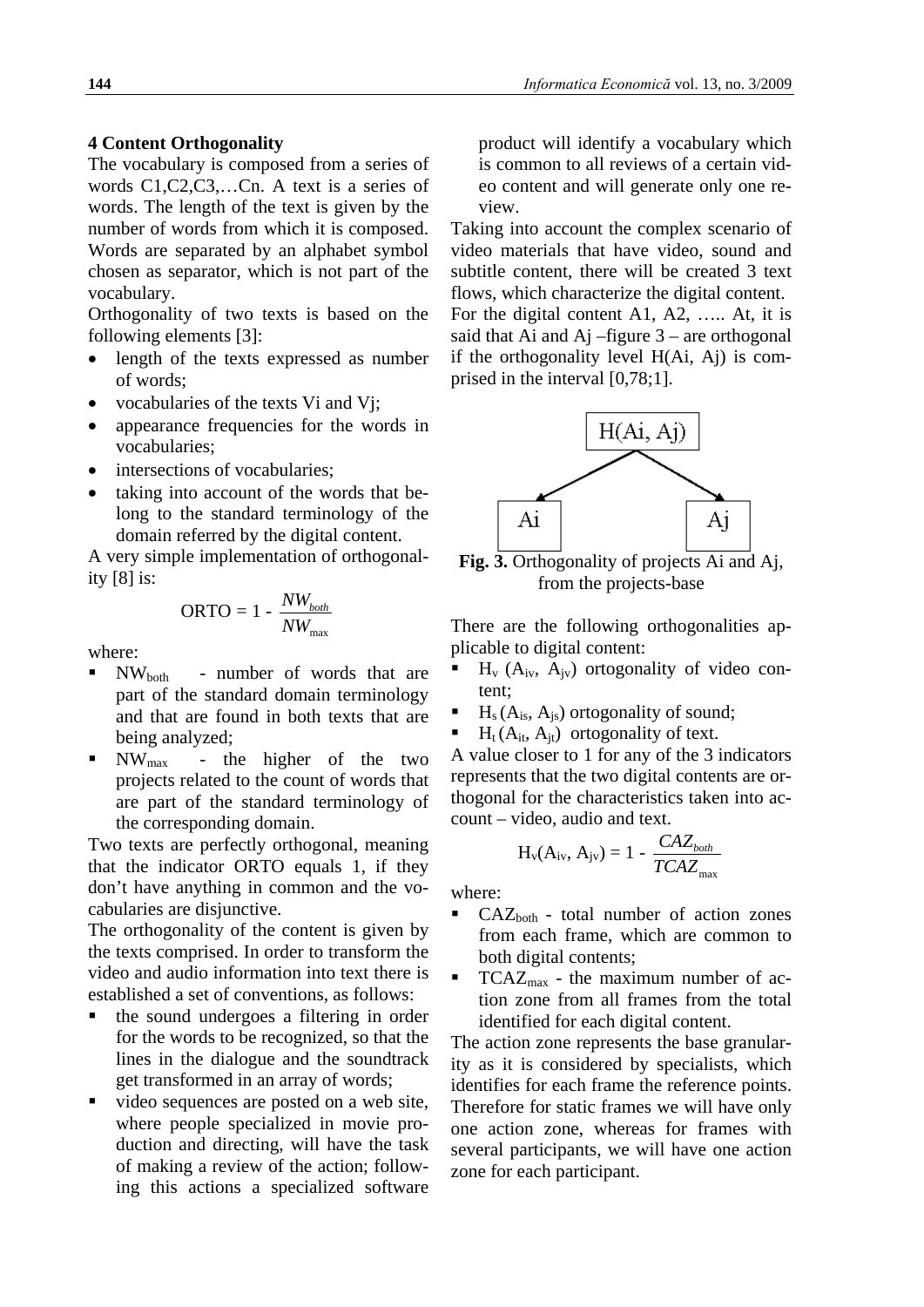## 4 Content Orthogonality

The vocabulary is composed from a series of words C1,C2,C3,…Cn. A text is a series of words. The length of the text is given by the number of words from which it is composed. Words are separated by an alphabet symbol chosen as separator, which is not part of the vocabulary.

Orthogonality of two texts is based on the following elements [3]:

- length of the texts expressed as number of words;
- vocabularies of the texts Vi and Vj;
- appearance frequencies for the words in vocabularies;
- intersections of vocabularies;
- taking into account of the words that belong to the standard terminology of the domain referred by the digital content.

A very simple implementation of orthogonality [8] is:

$$ORTO = 1 - \frac{NW_{both}}{NW_{\max}}$$

where:

- $NW_{both}$ - number of words that are part of the standard domain terminology and that are found in both texts that are being analyzed;
- $NW_{max}$ - the higher of the two projects related to the count of words that are part of the standard terminology of the corresponding domain.

Two texts are perfectly orthogonal, meaning that the indicator ORTO equals 1, if they don't have anything in common and the vocabularies are disjunctive.

The orthogonality of the content is given by the texts comprised. In order to transform the video and audio information into text there is established a set of conventions, as follows:

- the sound undergoes a filtering in order for the words to be recognized, so that the lines in the dialogue and the soundtrack get transformed in an array of words;
- video sequences are posted on a web site, where people specialized in movie production and directing, will have the task of making a review of the action; following this actions a specialized software product will identify a vocabulary which is common to all reviews of a certain video content and will generate only one review.

Taking into account the complex scenario of video materials that have video, sound and subtitle content, there will be created 3 text flows, which characterize the digital content.

For the digital content A1, A2, ….. At, it is said that Ai and Aj –figure 3 – are orthogonal if the orthogonality level H(Ai, Aj) is comprised in the interval [0,78;1].

H(Ai, Aj)

Ai Aj

**Fig. 3.** Orthogonality of projects Ai and Aj, from the projects-base

There are the following orthogonalities applicable to digital content:

- $H_v(A_{iv}, A_{jv})$ ortogonality of video content;
- $H_s(A_{is}, A_{js})$ ortogonality of sound;
- $H_t(A_{it}, A_{jt})$ ortogonality of text.

A value closer to 1 for any of the 3 indicators represents that the two digital contents are orthogonal for the characteristics taken into account – video, audio and text.

$$H_v(A_{iv}, A_{jv}) = 1 - \frac{CAZ_{both}}{TCAZ_{\max}}$$

where:

- $CAZ_{both}$ - total number of action zones from each frame, which are common to both digital contents;
- $TCAZ_{max}$ - the maximum number of action zone from all frames from the total identified for each digital content.

The action zone represents the base granularity as it is considered by specialists, which identifies for each frame the reference points. Therefore for static frames we will have only one action zone, whereas for frames with several participants, we will have one action zone for each participant.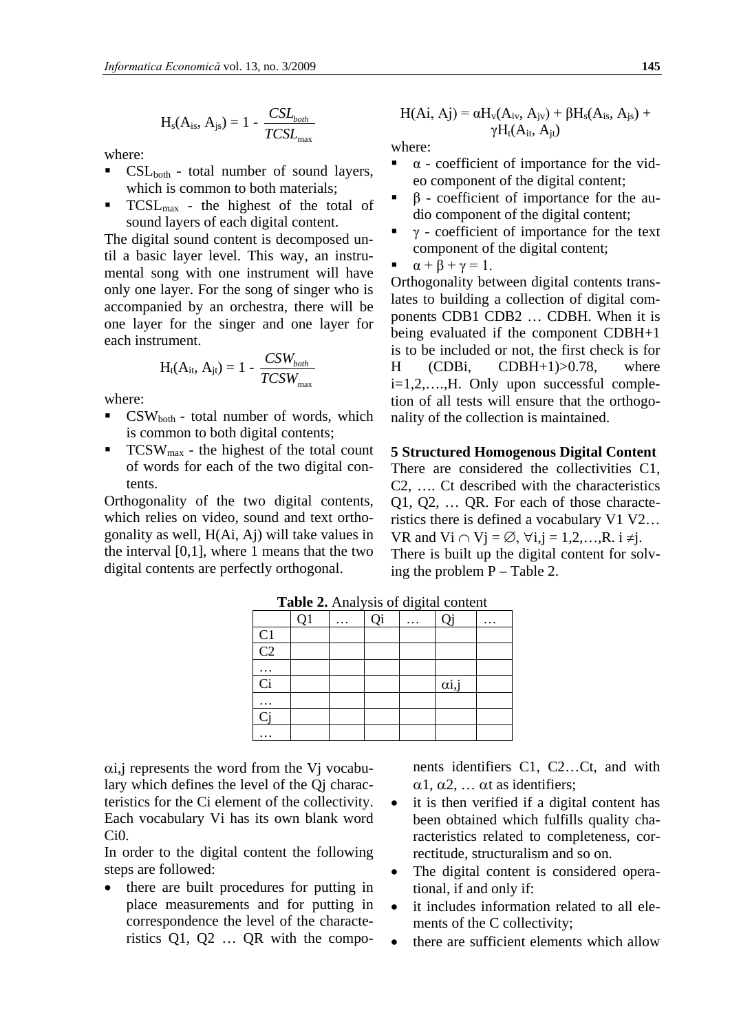$$H_s(A_{is}, A_{js}) = 1 - \frac{CSL_{both}}{TCSL_{max}}$$

where:

- $CSL_{both}$ - total number of sound layers, which is common to both materials;
- $TCSL_{max}$ - the highest of the total of sound layers of each digital content.

The digital sound content is decomposed until a basic layer level. This way, an instrumental song with one instrument will have only one layer. For the song of singer who is accompanied by an orchestra, there will be one layer for the singer and one layer for each instrument.

$$H_t(A_{it}, A_{jt}) = 1 - \frac{CSW_{both}}{TCSW_{max}}$$

where:

- $CSW_{both}$ - total number of words, which is common to both digital contents;
- $TCSW_{max}$ - the highest of the total count of words for each of the two digital contents.

Orthogonality of the two digital contents, which relies on video, sound and text orthogonality as well, H(Ai, Aj) will take values in the interval [0,1], where 1 means that the two digital contents are perfectly orthogonal.

$$H(Ai, Aj) = \alpha H_v(A_{iv}, A_{jv}) + \beta H_s(A_{is}, A_{js}) + \gamma H_t(A_{it}, A_{jt})$$

where:

- $\alpha$ - coefficient of importance for the video component of the digital content;
- $\beta$ - coefficient of importance for the audio component of the digital content;
- $\gamma$ - coefficient of importance for the text component of the digital content;
- $\alpha + \beta + \gamma = 1$.

Orthogonality between digital contents translates to building a collection of digital components CDB1 CDB2 … CDBH. When it is being evaluated if the component CDBH+1 is to be included or not, the first check is for H (CDBi, CDBH+1)>0.78, where i=1,2,….,H. Only upon successful completion of all tests will ensure that the orthogonality of the collection is maintained.

## 5 Structured Homogenous Digital Content

There are considered the collectivities C1, C2, …. Ct described with the characteristics Q1, Q2, … QR. For each of those characteristics there is defined a vocabulary V1 V2… VR and $Vi \cap Vj = \emptyset$, $\forall i,j = 1,2,\ldots,R.\ i \neq j$.

There is built up the digital content for solving the problem P – Table 2.

**Table 2.** Analysis of digital content

| | Q1 | … | Qi | … | Qj | … |
|---|---|---|---|---|---|---|
| C1 | | | | | | |
| C2 | | | | | | |
| … | | | | | | |
| Ci | | | | | $\alpha i,j$ | |
| … | | | | | | |
| Cj | | | | | | |
| … | | | | | | |

$\alpha i,j$ represents the word from the Vj vocabulary which defines the level of the Qj characteristics for the Ci element of the collectivity. Each vocabulary Vi has its own blank word Ci0.

In order to the digital content the following steps are followed:

- there are built procedures for putting in place measurements and for putting in correspondence the level of the characteristics Q1, Q2 … QR with the components identifiers C1, C2…Ct, and with $\alpha 1, \alpha 2, \ldots \alpha t$ as identifiers;
- it is then verified if a digital content has been obtained which fulfills quality characteristics related to completeness, correctitude, structuralism and so on.
- The digital content is considered operational, if and only if:
- it includes information related to all elements of the C collectivity;
- there are sufficient elements which allow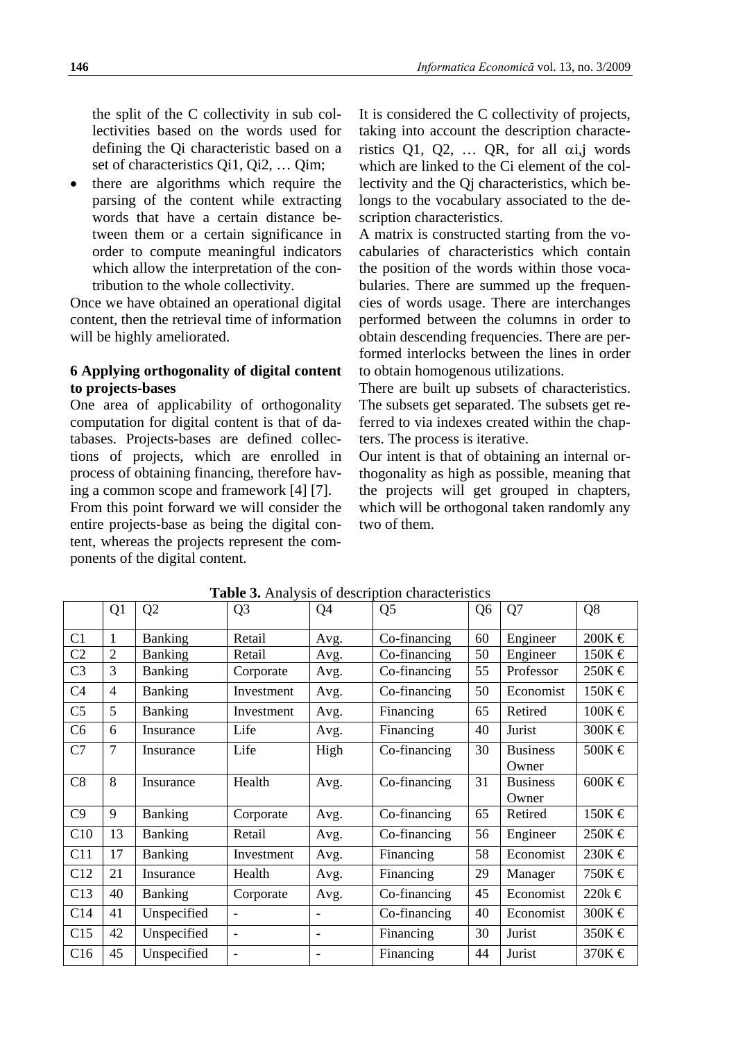the split of the C collectivity in sub collectivities based on the words used for defining the Qi characteristic based on a set of characteristics Qi1, Qi2, … Qim;

- there are algorithms which require the parsing of the content while extracting words that have a certain distance between them or a certain significance in order to compute meaningful indicators which allow the interpretation of the contribution to the whole collectivity.

Once we have obtained an operational digital content, then the retrieval time of information will be highly ameliorated.

### 6 Applying orthogonality of digital content to projects-bases

One area of applicability of orthogonality computation for digital content is that of databases. Projects-bases are defined collections of projects, which are enrolled in process of obtaining financing, therefore having a common scope and framework [4] [7].

From this point forward we will consider the entire projects-base as being the digital content, whereas the projects represent the components of the digital content.

It is considered the C collectivity of projects, taking into account the description characteristics Q1, Q2, … QR, for all $\alpha_{i,j}$ words which are linked to the Ci element of the collectivity and the Qj characteristics, which belongs to the vocabulary associated to the description characteristics.

A matrix is constructed starting from the vocabularies of characteristics which contain the position of the words within those vocabularies. There are summed up the frequencies of words usage. There are interchanges performed between the columns in order to obtain descending frequencies. There are performed interlocks between the lines in order to obtain homogenous utilizations.

There are built up subsets of characteristics. The subsets get separated. The subsets get referred to via indexes created within the chapters. The process is iterative.

Our intent is that of obtaining an internal orthogonality as high as possible, meaning that the projects will get grouped in chapters, which will be orthogonal taken randomly any two of them.

**Table 3.** Analysis of description characteristics

| | Q1 | Q2 | Q3 | Q4 | Q5 | Q6 | Q7 | Q8 |
|---|---|---|---|---|---|---|---|---|
| C1 | 1 | Banking | Retail | Avg. | Co-financing | 60 | Engineer | 200K € |
| C2 | 2 | Banking | Retail | Avg. | Co-financing | 50 | Engineer | 150K € |
| C3 | 3 | Banking | Corporate | Avg. | Co-financing | 55 | Professor | 250K € |
| C4 | 4 | Banking | Investment | Avg. | Co-financing | 50 | Economist | 150K € |
| C5 | 5 | Banking | Investment | Avg. | Financing | 65 | Retired | 100K € |
| C6 | 6 | Insurance | Life | Avg. | Financing | 40 | Jurist | 300K € |
| C7 | 7 | Insurance | Life | High | Co-financing | 30 | Business Owner | 500K € |
| C8 | 8 | Insurance | Health | Avg. | Co-financing | 31 | Business Owner | 600K € |
| C9 | 9 | Banking | Corporate | Avg. | Co-financing | 65 | Retired | 150K € |
| C10 | 13 | Banking | Retail | Avg. | Co-financing | 56 | Engineer | 250K € |
| C11 | 17 | Banking | Investment | Avg. | Financing | 58 | Economist | 230K € |
| C12 | 21 | Insurance | Health | Avg. | Financing | 29 | Manager | 750K € |
| C13 | 40 | Banking | Corporate | Avg. | Co-financing | 45 | Economist | 220k € |
| C14 | 41 | Unspecified | - | - | Co-financing | 40 | Economist | 300K € |
| C15 | 42 | Unspecified | - | - | Financing | 30 | Jurist | 350K € |
| C16 | 45 | Unspecified | - | - | Financing | 44 | Jurist | 370K € |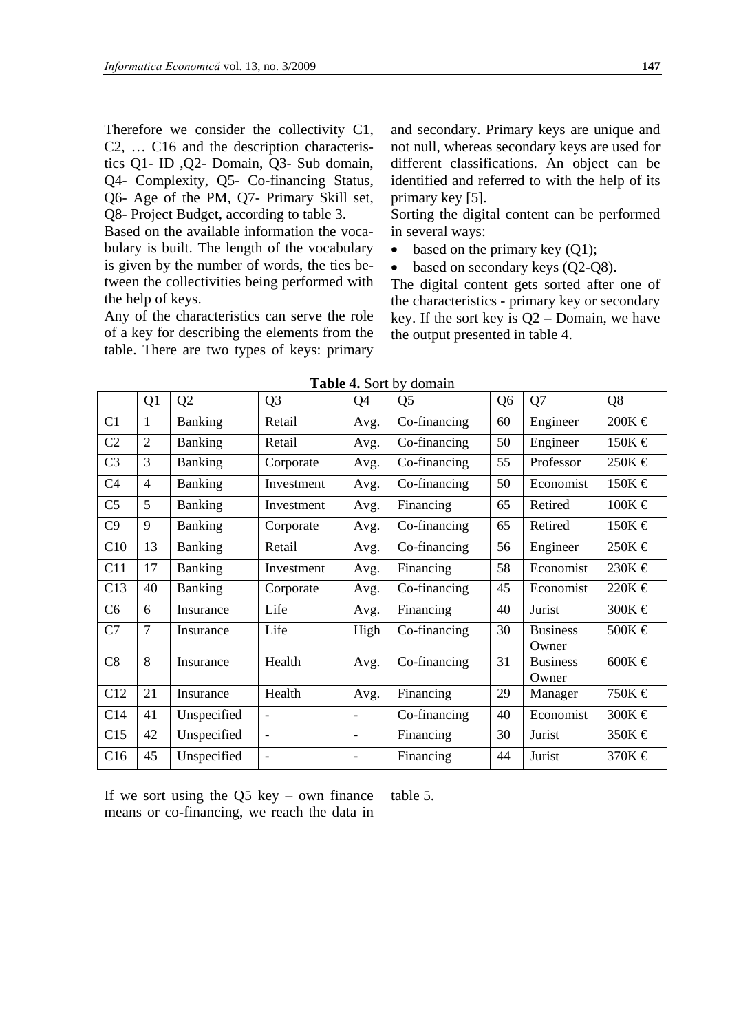Therefore we consider the collectivity C1, C2, … C16 and the description characteristics Q1- ID ,Q2- Domain, Q3- Sub domain, Q4- Complexity, Q5- Co-financing Status, Q6- Age of the PM, Q7- Primary Skill set, Q8- Project Budget, according to table 3.

Based on the available information the vocabulary is built. The length of the vocabulary is given by the number of words, the ties between the collectivities being performed with the help of keys.

Any of the characteristics can serve the role of a key for describing the elements from the table. There are two types of keys: primary and secondary. Primary keys are unique and not null, whereas secondary keys are used for different classifications. An object can be identified and referred to with the help of its primary key [5].

Sorting the digital content can be performed in several ways:

- based on the primary key (Q1);
- based on secondary keys (Q2-Q8).

The digital content gets sorted after one of the characteristics - primary key or secondary key. If the sort key is Q2 – Domain, we have the output presented in table 4.

**Table 4.** Sort by domain

| | Q1 | Q2 | Q3 | Q4 | Q5 | Q6 | Q7 | Q8 |
|---|---|---|---|---|---|---|---|---|
| C1 | 1 | Banking | Retail | Avg. | Co-financing | 60 | Engineer | 200K € |
| C2 | 2 | Banking | Retail | Avg. | Co-financing | 50 | Engineer | 150K € |
| C3 | 3 | Banking | Corporate | Avg. | Co-financing | 55 | Professor | 250K € |
| C4 | 4 | Banking | Investment | Avg. | Co-financing | 50 | Economist | 150K € |
| C5 | 5 | Banking | Investment | Avg. | Financing | 65 | Retired | 100K € |
| C9 | 9 | Banking | Corporate | Avg. | Co-financing | 65 | Retired | 150K € |
| C10 | 13 | Banking | Retail | Avg. | Co-financing | 56 | Engineer | 250K € |
| C11 | 17 | Banking | Investment | Avg. | Financing | 58 | Economist | 230K € |
| C13 | 40 | Banking | Corporate | Avg. | Co-financing | 45 | Economist | 220K € |
| C6 | 6 | Insurance | Life | Avg. | Financing | 40 | Jurist | 300K € |
| C7 | 7 | Insurance | Life | High | Co-financing | 30 | Business Owner | 500K € |
| C8 | 8 | Insurance | Health | Avg. | Co-financing | 31 | Business Owner | 600K € |
| C12 | 21 | Insurance | Health | Avg. | Financing | 29 | Manager | 750K € |
| C14 | 41 | Unspecified | - | - | Co-financing | 40 | Economist | 300K € |
| C15 | 42 | Unspecified | - | - | Financing | 30 | Jurist | 350K € |
| C16 | 45 | Unspecified | - | - | Financing | 44 | Jurist | 370K € |

If we sort using the Q5 key – own finance means or co-financing, we reach the data in table 5.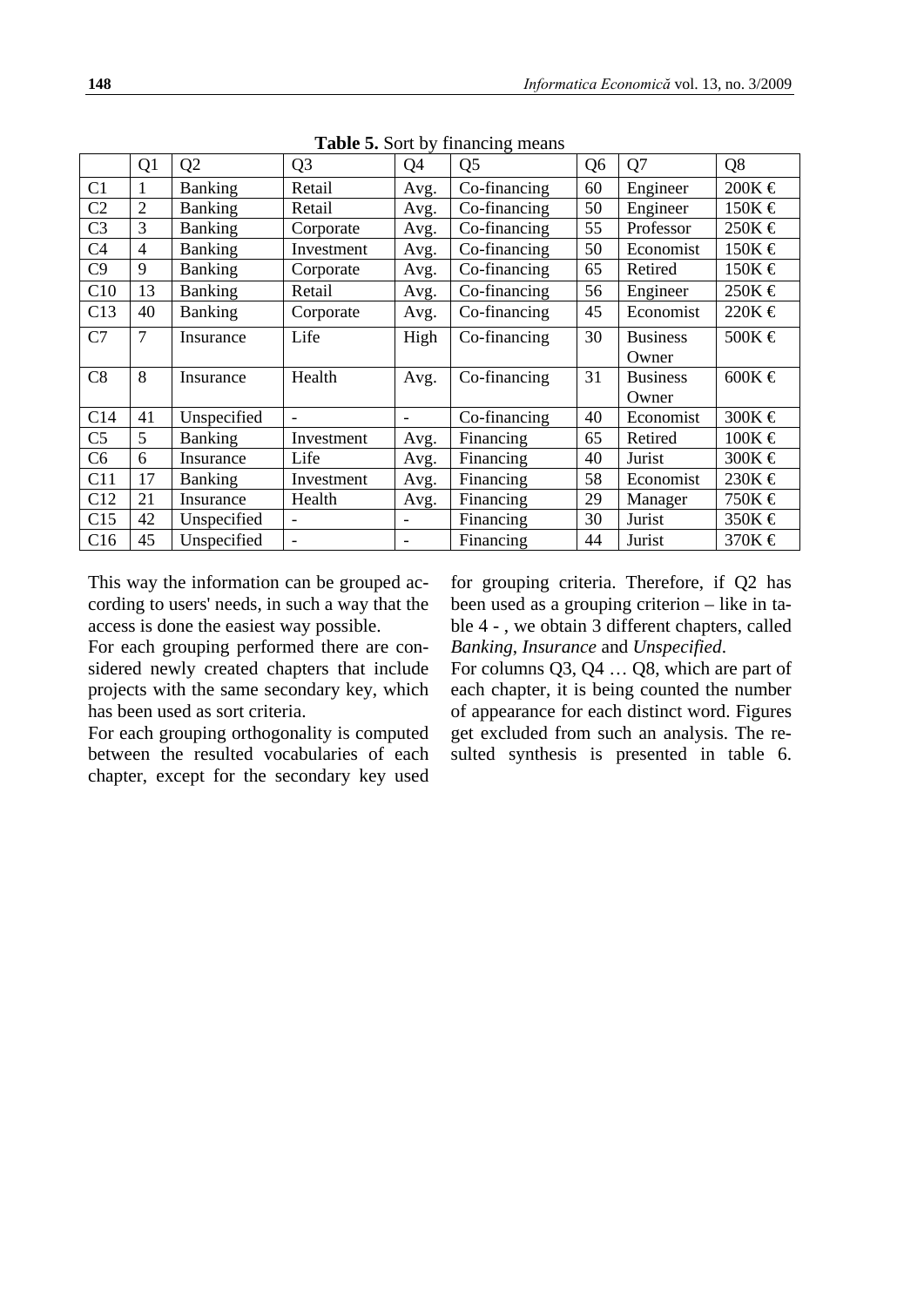**Table 5.** Sort by financing means

| | Q1 | Q2 | Q3 | Q4 | Q5 | Q6 | Q7 | Q8 |
|---|---|---|---|---|---|---|---|---|
| C1 | 1 | Banking | Retail | Avg. | Co-financing | 60 | Engineer | 200K € |
| C2 | 2 | Banking | Retail | Avg. | Co-financing | 50 | Engineer | 150K € |
| C3 | 3 | Banking | Corporate | Avg. | Co-financing | 55 | Professor | 250K € |
| C4 | 4 | Banking | Investment | Avg. | Co-financing | 50 | Economist | 150K € |
| C9 | 9 | Banking | Corporate | Avg. | Co-financing | 65 | Retired | 150K € |
| C10 | 13 | Banking | Retail | Avg. | Co-financing | 56 | Engineer | 250K € |
| C13 | 40 | Banking | Corporate | Avg. | Co-financing | 45 | Economist | 220K € |
| C7 | 7 | Insurance | Life | High | Co-financing | 30 | Business Owner | 500K € |
| C8 | 8 | Insurance | Health | Avg. | Co-financing | 31 | Business Owner | 600K € |
| C14 | 41 | Unspecified | - | - | Co-financing | 40 | Economist | 300K € |
| C5 | 5 | Banking | Investment | Avg. | Financing | 65 | Retired | 100K € |
| C6 | 6 | Insurance | Life | Avg. | Financing | 40 | Jurist | 300K € |
| C11 | 17 | Banking | Investment | Avg. | Financing | 58 | Economist | 230K € |
| C12 | 21 | Insurance | Health | Avg. | Financing | 29 | Manager | 750K € |
| C15 | 42 | Unspecified | - | - | Financing | 30 | Jurist | 350K € |
| C16 | 45 | Unspecified | - | - | Financing | 44 | Jurist | 370K € |

This way the information can be grouped according to users' needs, in such a way that the access is done the easiest way possible.

For each grouping performed there are considered newly created chapters that include projects with the same secondary key, which has been used as sort criteria.

For each grouping orthogonality is computed between the resulted vocabularies of each chapter, except for the secondary key used for grouping criteria. Therefore, if Q2 has been used as a grouping criterion – like in table 4 - , we obtain 3 different chapters, called *Banking*, *Insurance* and *Unspecified*.

For columns Q3, Q4 … Q8, which are part of each chapter, it is being counted the number of appearance for each distinct word. Figures get excluded from such an analysis. The resulted synthesis is presented in table 6.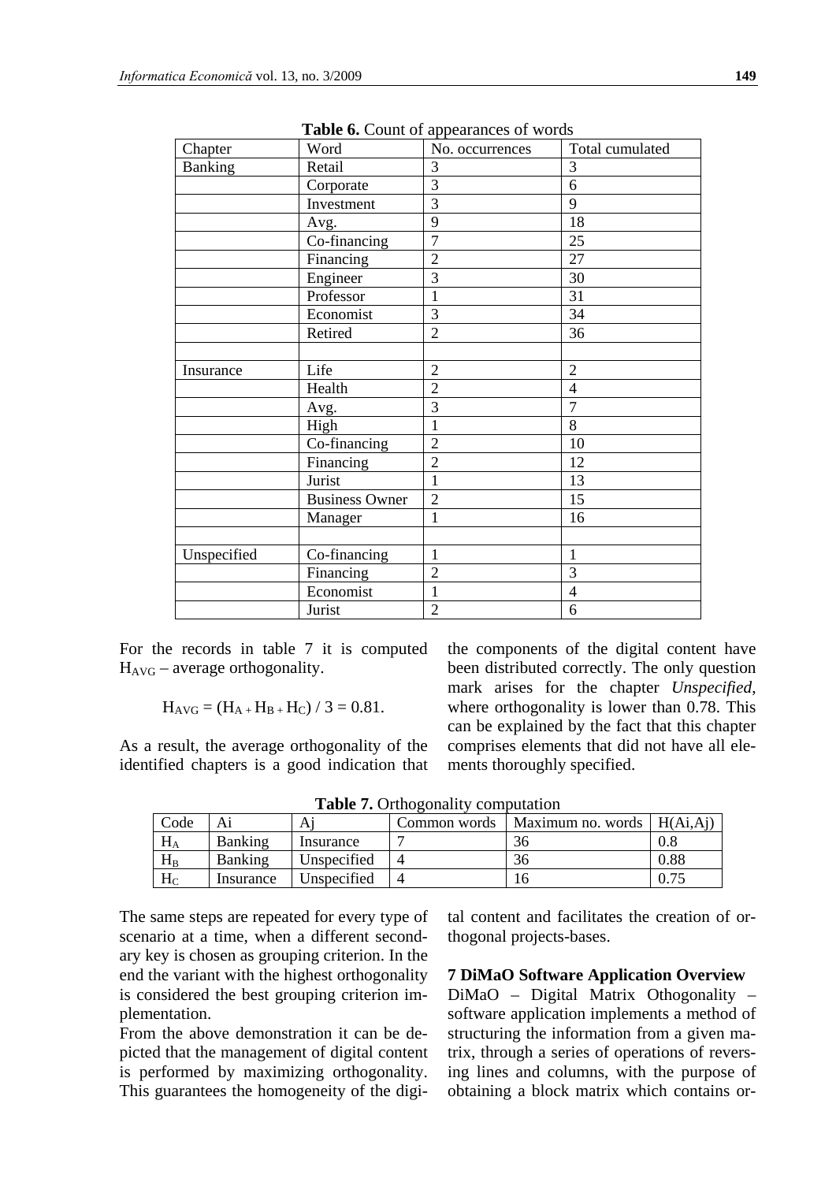**Table 6.** Count of appearances of words

| Chapter | Word | No. occurrences | Total cumulated |
|---|---|---|---|
| Banking | Retail | 3 | 3 |
| | Corporate | 3 | 6 |
| | Investment | 3 | 9 |
| | Avg. | 9 | 18 |
| | Co-financing | 7 | 25 |
| | Financing | 2 | 27 |
| | Engineer | 3 | 30 |
| | Professor | 1 | 31 |
| | Economist | 3 | 34 |
| | Retired | 2 | 36 |
| | | | |
| Insurance | Life | 2 | 2 |
| | Health | 2 | 4 |
| | Avg. | 3 | 7 |
| | High | 1 | 8 |
| | Co-financing | 2 | 10 |
| | Financing | 2 | 12 |
| | Jurist | 1 | 13 |
| | Business Owner | 2 | 15 |
| | Manager | 1 | 16 |
| | | | |
| Unspecified | Co-financing | 1 | 1 |
| | Financing | 2 | 3 |
| | Economist | 1 | 4 |
| | Jurist | 2 | 6 |

For the records in table 7 it is computed $H_{AVG}$ – average orthogonality.

$$H_{AVG} = (H_A + H_B + H_C) / 3 = 0.81.$$

As a result, the average orthogonality of the identified chapters is a good indication that the components of the digital content have been distributed correctly. The only question mark arises for the chapter *Unspecified*, where orthogonality is lower than 0.78. This can be explained by the fact that this chapter comprises elements that did not have all elements thoroughly specified.

**Table 7.** Orthogonality computation

| Code | Ai | Aj | Common words | Maximum no. words | H(Ai,Aj) |
|---|---|---|---|---|---|
| $H_A$ | Banking | Insurance | 7 | 36 | 0.8 |
| $H_B$ | Banking | Unspecified | 4 | 36 | 0.88 |
| $H_C$ | Insurance | Unspecified | 4 | 16 | 0.75 |

The same steps are repeated for every type of scenario at a time, when a different secondary key is chosen as grouping criterion. In the end the variant with the highest orthogonality is considered the best grouping criterion implementation.

From the above demonstration it can be depicted that the management of digital content is performed by maximizing orthogonality. This guarantees the homogeneity of the digital content and facilitates the creation of orthogonal projects-bases.

## 7 DiMaO Software Application Overview

DiMaO – Digital Matrix Othogonality – software application implements a method of structuring the information from a given matrix, through a series of operations of reversing lines and columns, with the purpose of obtaining a block matrix which contains or-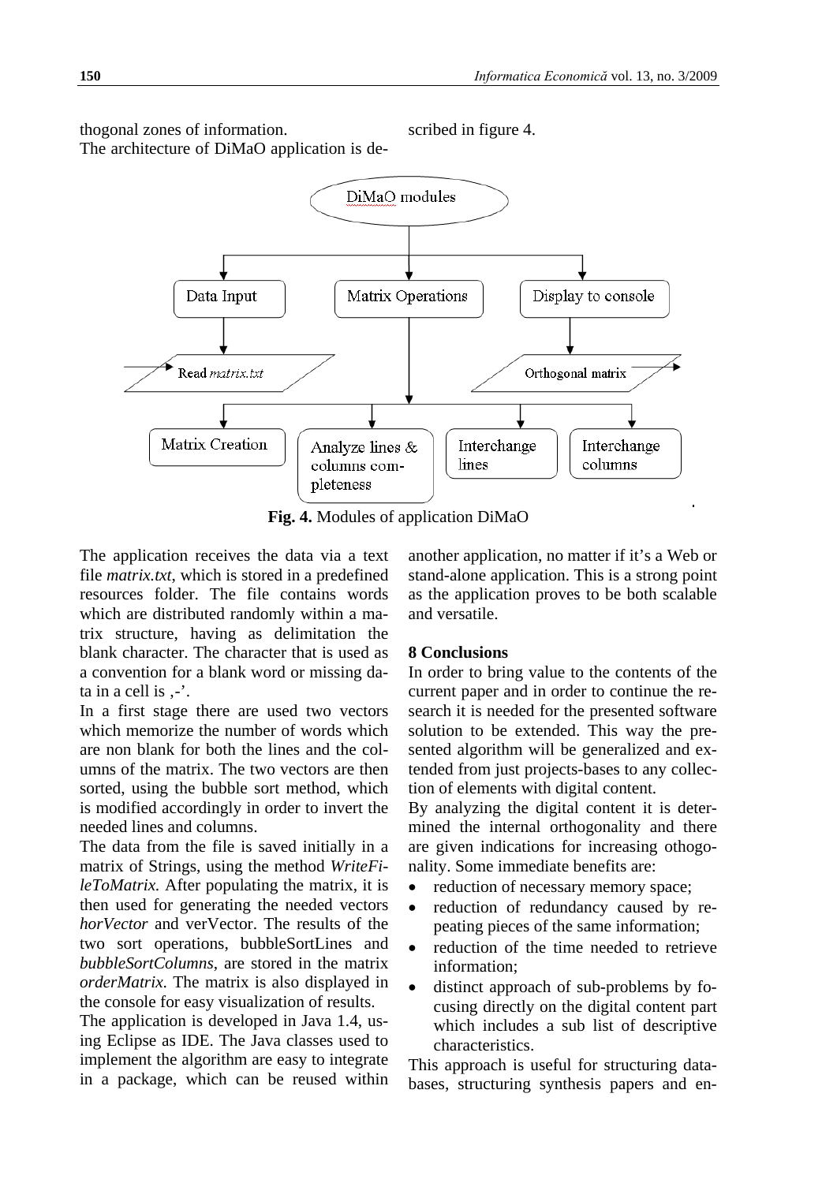thogonal zones of information.
The architecture of DiMaO application is described in figure 4.

**Fig. 4.** Modules of application DiMaO

The application receives the data via a text file *matrix.txt*, which is stored in a predefined resources folder. The file contains words which are distributed randomly within a matrix structure, having as delimitation the blank character. The character that is used as a convention for a blank word or missing data in a cell is ,-'.

In a first stage there are used two vectors which memorize the number of words which are non blank for both the lines and the columns of the matrix. The two vectors are then sorted, using the bubble sort method, which is modified accordingly in order to invert the needed lines and columns.

The data from the file is saved initially in a matrix of Strings, using the method *WriteFileToMatrix.* After populating the matrix, it is then used for generating the needed vectors *horVector* and verVector. The results of the two sort operations, bubbleSortLines and *bubbleSortColumns*, are stored in the matrix *orderMatrix*. The matrix is also displayed in the console for easy visualization of results.

The application is developed in Java 1.4, using Eclipse as IDE. The Java classes used to implement the algorithm are easy to integrate in a package, which can be reused within another application, no matter if it's a Web or stand-alone application. This is a strong point as the application proves to be both scalable and versatile.

## 8 Conclusions

In order to bring value to the contents of the current paper and in order to continue the research it is needed for the presented software solution to be extended. This way the presented algorithm will be generalized and extended from just projects-bases to any collection of elements with digital content.

By analyzing the digital content it is determined the internal orthogonality and there are given indications for increasing othogonality. Some immediate benefits are:

- reduction of necessary memory space;
- reduction of redundancy caused by repeating pieces of the same information;
- reduction of the time needed to retrieve information;
- distinct approach of sub-problems by focusing directly on the digital content part which includes a sub list of descriptive characteristics.

This approach is useful for structuring databases, structuring synthesis papers and en-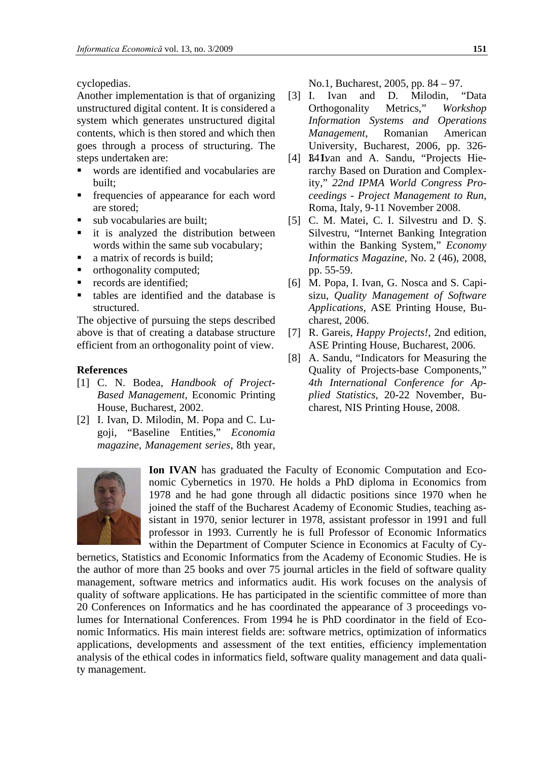cyclopedias.

Another implementation is that of organizing unstructured digital content. It is considered a system which generates unstructured digital contents, which is then stored and which then goes through a process of structuring. The steps undertaken are:

- words are identified and vocabularies are built;
- frequencies of appearance for each word are stored;
- sub vocabularies are built;
- it is analyzed the distribution between words within the same sub vocabulary;
- a matrix of records is build;
- orthogonality computed;
- records are identified;
- tables are identified and the database is structured.

The objective of pursuing the steps described above is that of creating a database structure efficient from an orthogonality point of view.

## References

[1] C. N. Bodea, *Handbook of Project-Based Management*, Economic Printing House, Bucharest, 2002.

[2] I. Ivan, D. Milodin, M. Popa and C. Lugoji, "Baseline Entities," *Economia magazine*, *Management series*, 8th year, No.1, Bucharest, 2005, pp. 84 – 97.

[3] I. Ivan and D. Milodin, "Data Orthogonality Metrics," *Workshop Information Systems and Operations Management*, Romanian American University, Bucharest, 2006, pp. 326-341.

[4] I. Ivan and A. Sandu, "Projects Hierarchy Based on Duration and Complexity," *22nd IPMA World Congress Proceedings - Project Management to Run*, Roma, Italy, 9-11 November 2008.

[5] C. M. Matei, C. I. Silvestru and D. Ş. Silvestru, "Internet Banking Integration within the Banking System," *Economy Informatics Magazine*, No. 2 (46), 2008, pp. 55-59.

[6] M. Popa, I. Ivan, G. Nosca and S. Capisizu, *Quality Management of Software Applications*, ASE Printing House, Bucharest, 2006.

[7] R. Gareis, *Happy Projects!*, 2nd edition, ASE Printing House, Bucharest, 2006.

[8] A. Sandu, "Indicators for Measuring the Quality of Projects-base Components," *4th International Conference for Applied Statistics*, 20-22 November, Bucharest, NIS Printing House, 2008.

**Ion IVAN** has graduated the Faculty of Economic Computation and Economic Cybernetics in 1970. He holds a PhD diploma in Economics from 1978 and he had gone through all didactic positions since 1970 when he joined the staff of the Bucharest Academy of Economic Studies, teaching assistant in 1970, senior lecturer in 1978, assistant professor in 1991 and full professor in 1993. Currently he is full Professor of Economic Informatics within the Department of Computer Science in Economics at Faculty of Cybernetics, Statistics and Economic Informatics from the Academy of Economic Studies. He is the author of more than 25 books and over 75 journal articles in the field of software quality management, software metrics and informatics audit. His work focuses on the analysis of quality of software applications. He has participated in the scientific committee of more than 20 Conferences on Informatics and he has coordinated the appearance of 3 proceedings volumes for International Conferences. From 1994 he is PhD coordinator in the field of Economic Informatics. His main interest fields are: software metrics, optimization of informatics applications, developments and assessment of the text entities, efficiency implementation analysis of the ethical codes in informatics field, software quality management and data quality management.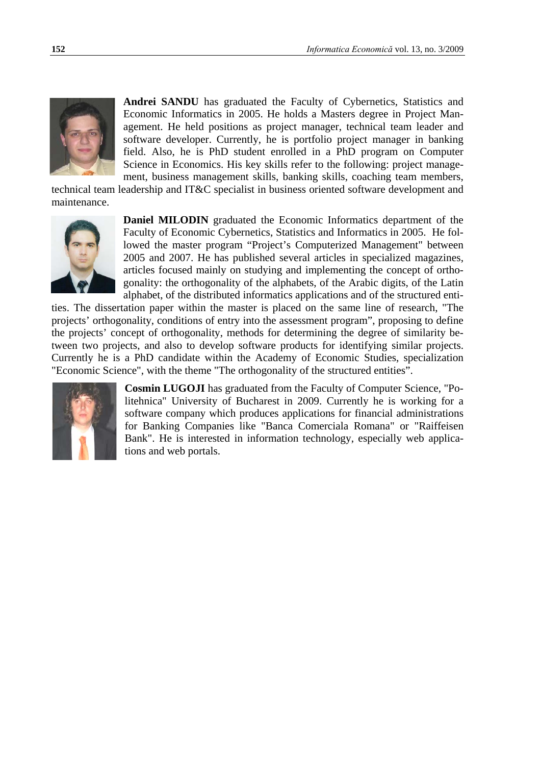**Andrei SANDU** has graduated the Faculty of Cybernetics, Statistics and Economic Informatics in 2005. He holds a Masters degree in Project Management. He held positions as project manager, technical team leader and software developer. Currently, he is portfolio project manager in banking field. Also, he is PhD student enrolled in a PhD program on Computer Science in Economics. His key skills refer to the following: project management, business management skills, banking skills, coaching team members, technical team leadership and IT&C specialist in business oriented software development and maintenance.

**Daniel MILODIN** graduated the Economic Informatics department of the Faculty of Economic Cybernetics, Statistics and Informatics in 2005. He followed the master program "Project's Computerized Management" between 2005 and 2007. He has published several articles in specialized magazines, articles focused mainly on studying and implementing the concept of orthogonality: the orthogonality of the alphabets, of the Arabic digits, of the Latin alphabet, of the distributed informatics applications and of the structured entities. The dissertation paper within the master is placed on the same line of research, "The projects' orthogonality, conditions of entry into the assessment program", proposing to define the projects' concept of orthogonality, methods for determining the degree of similarity between two projects, and also to develop software products for identifying similar projects. Currently he is a PhD candidate within the Academy of Economic Studies, specialization "Economic Science", with the theme "The orthogonality of the structured entities".

**Cosmin LUGOJI** has graduated from the Faculty of Computer Science, "Politehnica" University of Bucharest in 2009. Currently he is working for a software company which produces applications for financial administrations for Banking Companies like "Banca Comerciala Romana" or "Raiffeisen Bank". He is interested in information technology, especially web applications and web portals.